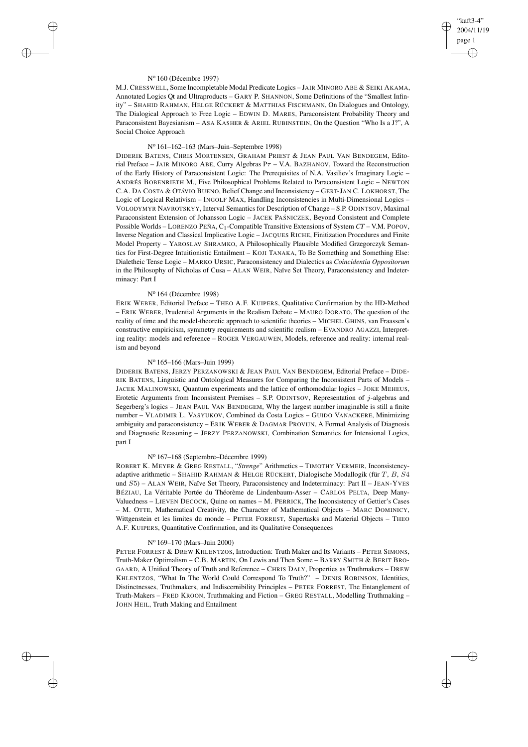N[o] 160 (Décembre 1997)

M.J. Cresswell, Some Incompletable Modal Predicate Logics – Jair Minoro Abe & Seiki Akama, Annotated Logics Qt and Ultraproducts – Gary P. Shannon, Some Definitions of the "Smallest Infinity" – Shahid Rahman, Helge Rückert & Matthias Fischmann, On Dialogues and Ontology, The Dialogical Approach to Free Logic – Edwin D. Mares, Paraconsistent Probability Theory and Paraconsistent Bayesianism – Asa Kasher & Ariel Rubinstein, On the Question "Who Is a J?", A Social Choice Approach

N[o] 161–162–163 (Mars–Juin–Septembre 1998)

Diderik Batens, Chris Mortensen, Graham Priest & Jean Paul Van Bendegem, Editorial Preface – Jair Minoro Abe, Curry Algebras $P\tau$ – V.A. Bazhanov, Toward the Reconstruction of the Early History of Paraconsistent Logic: The Prerequisites of N.A. Vasiliev's Imaginary Logic – Andrés Bobenrieth M., Five Philosophical Problems Related to Paraconsistent Logic – Newton C.A. da Costa & Otávio Bueno, Belief Change and Inconsistency – Gert-Jan C. Lokhorst, The Logic of Logical Relativism – Ingolf Max, Handling Inconsistencies in Multi-Dimensional Logics – Volodymyr Navrotskyy, Interval Semantics for Description of Change – S.P. Odintsov, Maximal Paraconsistent Extension of Johansson Logic – Jacek Paśniczek, Beyond Consistent and Complete Possible Worlds – Lorenzo Peña, $C_1$-Compatible Transitive Extensions of System *CT* – V.M. Popov, Inverse Negation and Classical Implicative Logic – Jacques Riche, Finitization Procedures and Finite Model Property – Yaroslav Shramko, A Philosophically Plausible Modified Grzegorczyk Semantics for First-Degree Intuitionistic Entailment – Koji Tanaka, To Be Something and Something Else: Dialetheic Tense Logic – Marko Ursic, Paraconsistency and Dialectics as *Coincidentia Oppositorum* in the Philosophy of Nicholas of Cusa – Alan Weir, Naïve Set Theory, Paraconsistency and Indeterminacy: Part I

N[o] 164 (Décembre 1998)

Erik Weber, Editorial Preface – Theo A.F. Kuipers, Qualitative Confirmation by the HD-Method – Erik Weber, Prudential Arguments in the Realism Debate – Mauro Dorato, The question of the reality of time and the model-theoretic approach to scientific theories – Michel Ghins, van Fraassen's constructive empiricism, symmetry requirements and scientific realism – Evandro Agazzi, Interpreting reality: models and reference – Roger Vergauwen, Models, reference and reality: internal realism and beyond

N[o] 165–166 (Mars–Juin 1999)

Diderik Batens, Jerzy Perzanowski & Jean Paul Van Bendegem, Editorial Preface – Diderik Batens, Linguistic and Ontological Measures for Comparing the Inconsistent Parts of Models – Jacek Malinowski, Quantum experiments and the lattice of orthomodular logics – Joke Meheus, Erotetic Arguments from Inconsistent Premises – S.P. Odintsov, Representation of $j$-algebras and Segerberg's logics – Jean Paul Van Bendegem, Why the largest number imaginable is still a finite number – Vladimir L. Vasyukov, Combined da Costa Logics – Guido Vanackere, Minimizing ambiguity and paraconsistency – Erik Weber & Dagmar Provijn, A Formal Analysis of Diagnosis and Diagnostic Reasoning – Jerzy Perzanowski, Combination Semantics for Intensional Logics, part I

N[o] 167–168 (Septembre–Décembre 1999)

Robert K. Meyer & Greg Restall, "*Strenge*" Arithmetics – Timothy Vermeir, Inconsistency-adaptive arithmetic – Shahid Rahman & Helge Rückert, Dialogische Modallogik (für $T$, $B$, $S4$ und $S5$) – Alan Weir, Naïve Set Theory, Paraconsistency and Indeterminacy: Part II – Jean-Yves Béziau, La Véritable Portée du Théorème de Lindenbaum-Asser – Carlos Pelta, Deep Many-Valuedness – Lieven Decock, Quine on names – M. Perrick, The Inconsistency of Gettier's Cases – M. Otte, Mathematical Creativity, the Character of Mathematical Objects – Marc Dominicy, Wittgenstein et les limites du monde – Peter Forrest, Supertasks and Material Objects – Theo A.F. Kuipers, Quantitative Confirmation, and its Qualitative Consequences

N[o] 169–170 (Mars–Juin 2000)

Peter Forrest & Drew Khlentzos, Introduction: Truth Maker and Its Variants – Peter Simons, Truth-Maker Optimalism – C.B. Martin, On Lewis and Then Some – Barry Smith & Berit Brogaard, A Unified Theory of Truth and Reference – Chris Daly, Properties as Truthmakers – Drew Khlentzos, "What In The World Could Correspond To Truth?" – Denis Robinson, Identities, Distinctnesses, Truthmakers, and Indiscernibility Principles – Peter Forrest, The Entanglement of Truth-Makers – Fred Kroon, Truthmaking and Fiction – Greg Restall, Modelling Truthmaking – John Heil, Truth Making and Entailment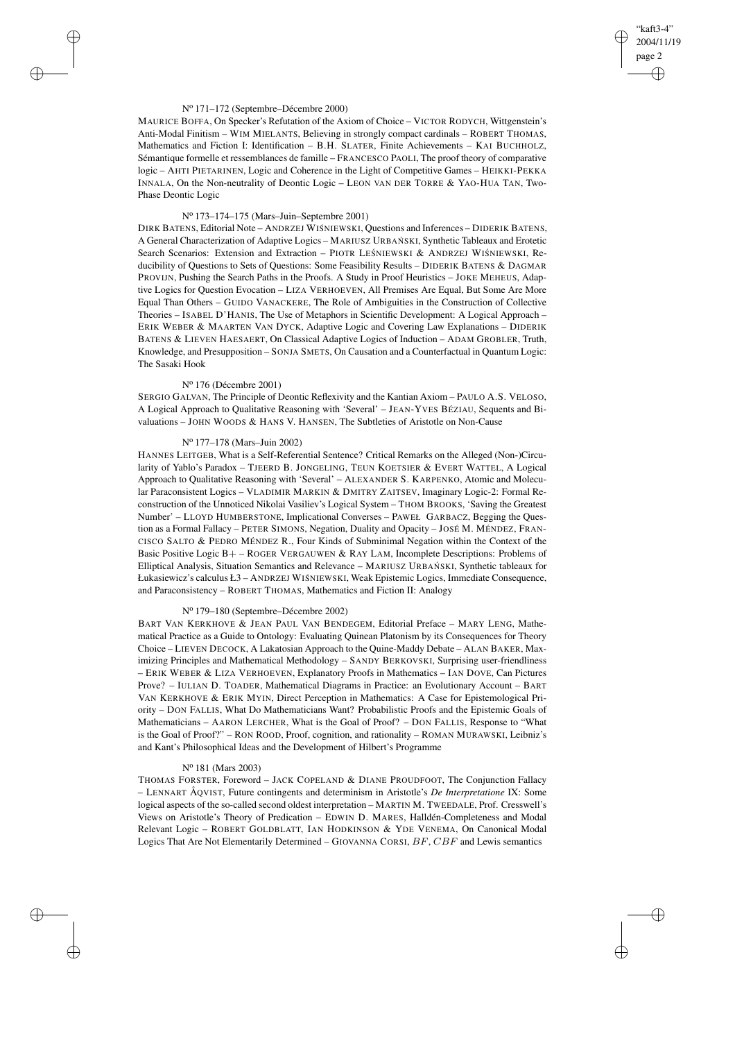N° 171–172 (Septembre–Décembre 2000)

MAURICE BOFFA, On Specker's Refutation of the Axiom of Choice – VICTOR RODYCH, Wittgenstein's Anti-Modal Finitism – WIM MIELANTS, Believing in strongly compact cardinals – ROBERT THOMAS, Mathematics and Fiction I: Identification – B.H. SLATER, Finite Achievements – KAI BUCHHOLZ, Sémantique formelle et ressemblances de famille – FRANCESCO PAOLI, The proof theory of comparative logic – AHTI PIETARINEN, Logic and Coherence in the Light of Competitive Games – HEIKKI-PEKKA INNALA, On the Non-neutrality of Deontic Logic – LEON VAN DER TORRE & YAO-HUA TAN, Two-Phase Deontic Logic

N° 173–174–175 (Mars–Juin–Septembre 2001)

DIRK BATENS, Editorial Note – ANDRZEJ WIŚNIEWSKI, Questions and Inferences – DIDERIK BATENS, A General Characterization of Adaptive Logics – MARIUSZ URBAŃSKI, Synthetic Tableaux and Erotetic Search Scenarios: Extension and Extraction – PIOTR LEŚNIEWSKI & ANDRZEJ WIŚNIEWSKI, Reducibility of Questions to Sets of Questions: Some Feasibility Results – DIDERIK BATENS & DAGMAR PROVIJN, Pushing the Search Paths in the Proofs. A Study in Proof Heuristics – JOKE MEHEUS, Adaptive Logics for Question Evocation – LIZA VERHOEVEN, All Premises Are Equal, But Some Are More Equal Than Others – GUIDO VANACKERE, The Role of Ambiguities in the Construction of Collective Theories – ISABEL D'HANIS, The Use of Metaphors in Scientific Development: A Logical Approach – ERIK WEBER & MAARTEN VAN DYCK, Adaptive Logic and Covering Law Explanations – DIDERIK BATENS & LIEVEN HAESAERT, On Classical Adaptive Logics of Induction – ADAM GROBLER, Truth, Knowledge, and Presupposition – SONJA SMETS, On Causation and a Counterfactual in Quantum Logic: The Sasaki Hook

N° 176 (Décembre 2001)

SERGIO GALVAN, The Principle of Deontic Reflexivity and the Kantian Axiom – PAULO A.S. VELOSO, A Logical Approach to Qualitative Reasoning with 'Several' – JEAN-YVES BÉZIAU, Sequents and Bivaluations – JOHN WOODS & HANS V. HANSEN, The Subtleties of Aristotle on Non-Cause

N° 177–178 (Mars–Juin 2002)

HANNES LEITGEB, What is a Self-Referential Sentence? Critical Remarks on the Alleged (Non-)Circularity of Yablo's Paradox – TJEERD B. JONGELING, TEUN KOETSIER & EVERT WATTEL, A Logical Approach to Qualitative Reasoning with 'Several' – ALEXANDER S. KARPENKO, Atomic and Molecular Paraconsistent Logics – VLADIMIR MARKIN & DMITRY ZAITSEV, Imaginary Logic-2: Formal Reconstruction of the Unnoticed Nikolai Vasiliev's Logical System – THOM BROOKS, 'Saving the Greatest Number' – LLOYD HUMBERSTONE, Implicational Converses – PAWEŁ GARBACZ, Begging the Question as a Formal Fallacy – PETER SIMONS, Negation, Duality and Opacity – JOSÉ M. MÉNDEZ, FRANCISCO SALTO & PEDRO MÉNDEZ R., Four Kinds of Subminimal Negation within the Context of the Basic Positive Logic B+ – ROGER VERGAUWEN & RAY LAM, Incomplete Descriptions: Problems of Elliptical Analysis, Situation Semantics and Relevance – MARIUSZ URBAŃSKI, Synthetic tableaux for Łukasiewicz's calculus Ł3 – ANDRZEJ WIŚNIEWSKI, Weak Epistemic Logics, Immediate Consequence, and Paraconsistency – ROBERT THOMAS, Mathematics and Fiction II: Analogy

N° 179–180 (Septembre–Décembre 2002)

BART VAN KERKHOVE & JEAN PAUL VAN BENDEGEM, Editorial Preface – MARY LENG, Mathematical Practice as a Guide to Ontology: Evaluating Quinean Platonism by its Consequences for Theory Choice – LIEVEN DECOCK, A Lakatosian Approach to the Quine-Maddy Debate – ALAN BAKER, Maximizing Principles and Mathematical Methodology – SANDY BERKOVSKI, Surprising user-friendliness – ERIK WEBER & LIZA VERHOEVEN, Explanatory Proofs in Mathematics – IAN DOVE, Can Pictures Prove? – IULIAN D. TOADER, Mathematical Diagrams in Practice: an Evolutionary Account – BART VAN KERKHOVE & ERIK MYIN, Direct Perception in Mathematics: A Case for Epistemological Priority – DON FALLIS, What Do Mathematicians Want? Probabilistic Proofs and the Epistemic Goals of Mathematicians – AARON LERCHER, What is the Goal of Proof? – DON FALLIS, Response to "What is the Goal of Proof?" – RON ROOD, Proof, cognition, and rationality – ROMAN MURAWSKI, Leibniz's and Kant's Philosophical Ideas and the Development of Hilbert's Programme

N° 181 (Mars 2003)

THOMAS FORSTER, Foreword – JACK COPELAND & DIANE PROUDFOOT, The Conjunction Fallacy – LENNART ÅQVIST, Future contingents and determinism in Aristotle's *De Interpretatione* IX: Some logical aspects of the so-called second oldest interpretation – MARTIN M. TWEEDALE, Prof. Cresswell's Views on Aristotle's Theory of Predication – EDWIN D. MARES, Halldén-Completeness and Modal Relevant Logic – ROBERT GOLDBLATT, IAN HODKINSON & YDE VENEMA, On Canonical Modal Logics That Are Not Elementarily Determined – GIOVANNA CORSI, $BF$, $CBF$ and Lewis semantics